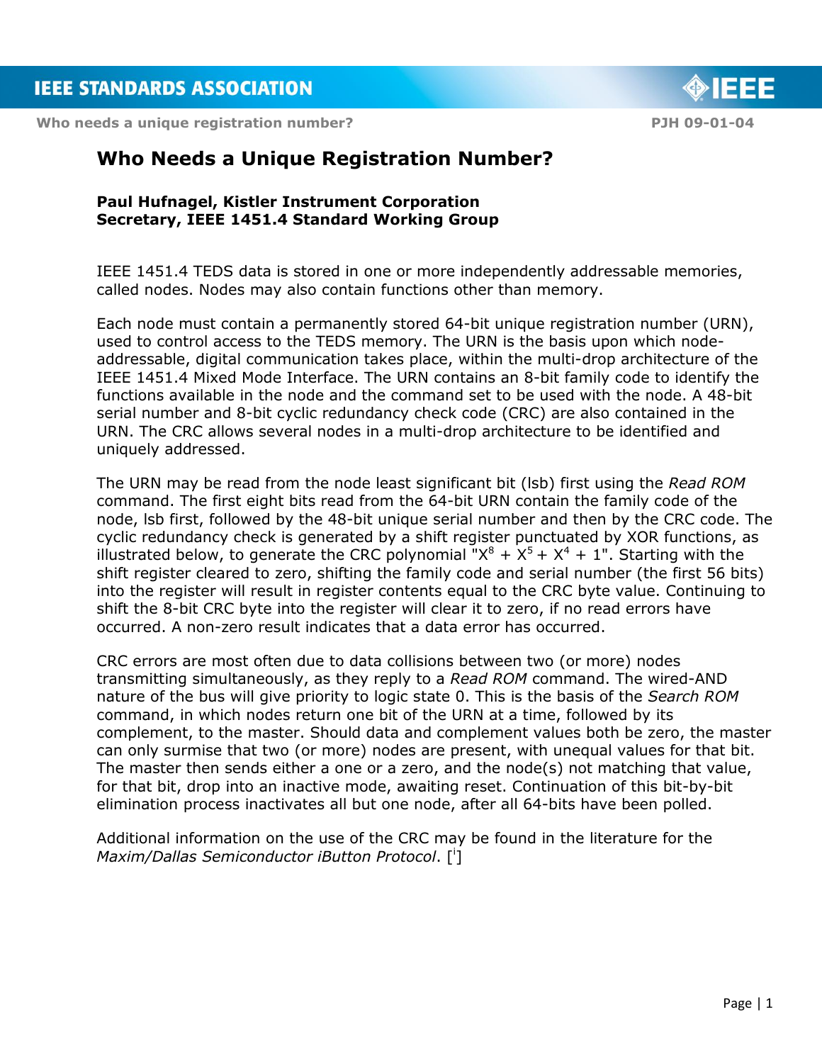# Who Needs a Unique Registration Number?

**Paul Hufnagel, Kistler Instrument Corporation**
**Secretary, IEEE 1451.4 Standard Working Group**

IEEE 1451.4 TEDS data is stored in one or more independently addressable memories, called nodes. Nodes may also contain functions other than memory.

Each node must contain a permanently stored 64-bit unique registration number (URN), used to control access to the TEDS memory. The URN is the basis upon which node-addressable, digital communication takes place, within the multi-drop architecture of the IEEE 1451.4 Mixed Mode Interface. The URN contains an 8-bit family code to identify the functions available in the node and the command set to be used with the node. A 48-bit serial number and 8-bit cyclic redundancy check code (CRC) are also contained in the URN. The CRC allows several nodes in a multi-drop architecture to be identified and uniquely addressed.

The URN may be read from the node least significant bit (lsb) first using the *Read ROM* command. The first eight bits read from the 64-bit URN contain the family code of the node, lsb first, followed by the 48-bit unique serial number and then by the CRC code. The cyclic redundancy check is generated by a shift register punctuated by XOR functions, as illustrated below, to generate the CRC polynomial "$X^8 + X^5 + X^4 + 1$". Starting with the shift register cleared to zero, shifting the family code and serial number (the first 56 bits) into the register will result in register contents equal to the CRC byte value. Continuing to shift the 8-bit CRC byte into the register will clear it to zero, if no read errors have occurred. A non-zero result indicates that a data error has occurred.

CRC errors are most often due to data collisions between two (or more) nodes transmitting simultaneously, as they reply to a *Read ROM* command. The wired-AND nature of the bus will give priority to logic state 0. This is the basis of the *Search ROM* command, in which nodes return one bit of the URN at a time, followed by its complement, to the master. Should data and complement values both be zero, the master can only surmise that two (or more) nodes are present, with unequal values for that bit. The master then sends either a one or a zero, and the node(s) not matching that value, for that bit, drop into an inactive mode, awaiting reset. Continuation of this bit-by-bit elimination process inactivates all but one node, after all 64-bits have been polled.

Additional information on the use of the CRC may be found in the literature for the *Maxim/Dallas Semiconductor iButton Protocol*. [[i]]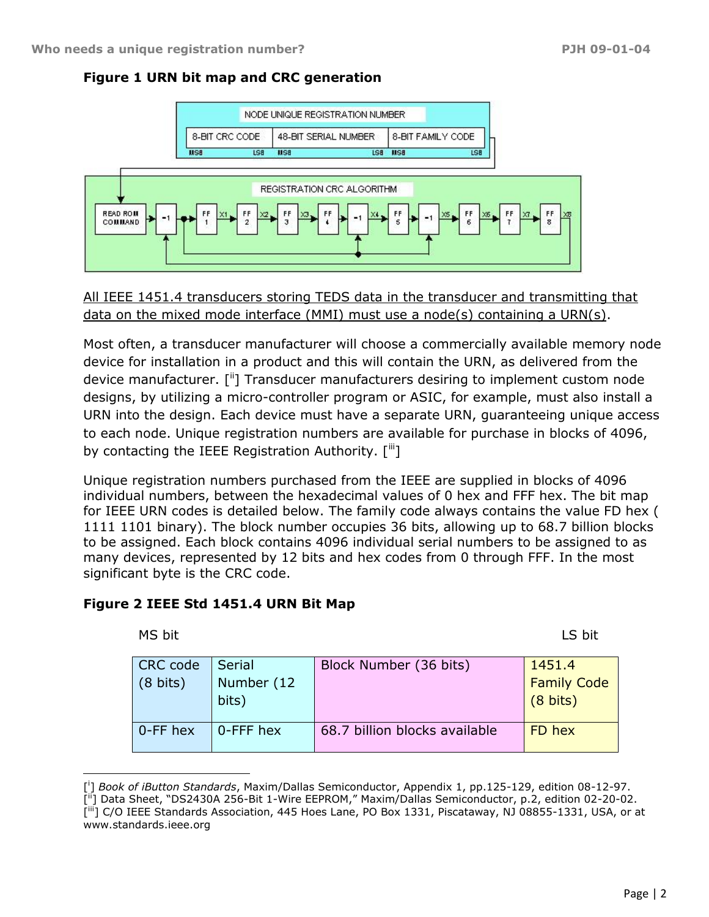**Figure 1 URN bit map and CRC generation**

NODE UNIQUE REGISTRATION NUMBER

8-BIT CRC CODE
MSB LSB
48-BIT SERIAL NUMBER
MSB LSB
8-BIT FAMILY CODE
MSB LSB

REGISTRATION CRC ALGORITHM

READ ROM COMMAND
=1
FF 1
X1
FF 2
X2
FF 3
X3
FF 4
=1
X4
FF 5
=1
X5
FF 6
X6
FF 7
X7
FF 8
X8

<u>All IEEE 1451.4 transducers storing TEDS data in the transducer and transmitting that data on the mixed mode interface (MMI) must use a node(s) containing a URN(s).</u>

Most often, a transducer manufacturer will choose a commercially available memory node device for installation in a product and this will contain the URN, as delivered from the device manufacturer. [ii] Transducer manufacturers desiring to implement custom node designs, by utilizing a micro-controller program or ASIC, for example, must also install a URN into the design. Each device must have a separate URN, guaranteeing unique access to each node. Unique registration numbers are available for purchase in blocks of 4096, by contacting the IEEE Registration Authority. [iii]

Unique registration numbers purchased from the IEEE are supplied in blocks of 4096 individual numbers, between the hexadecimal values of 0 hex and FFF hex. The bit map for IEEE URN codes is detailed below. The family code always contains the value FD hex ( 1111 1101 binary). The block number occupies 36 bits, allowing up to 68.7 billion blocks to be assigned. Each block contains 4096 individual serial numbers to be assigned to as many devices, represented by 12 bits and hex codes from 0 through FFF. In the most significant byte is the CRC code.

**Figure 2 IEEE Std 1451.4 URN Bit Map**

MS bit LS bit

| CRC code (8 bits) | Serial Number (12 bits) | Block Number (36 bits) | 1451.4 Family Code (8 bits) |
|---|---|---|---|
| 0-FF hex | 0-FFF hex | 68.7 billion blocks available | FD hex |

---

[i] *Book of iButton Standards*, Maxim/Dallas Semiconductor, Appendix 1, pp.125-129, edition 08-12-97.
[ii] Data Sheet, "DS2430A 256-Bit 1-Wire EEPROM," Maxim/Dallas Semiconductor, p.2, edition 02-20-02.
[iii] C/O IEEE Standards Association, 445 Hoes Lane, PO Box 1331, Piscataway, NJ 08855-1331, USA, or at www.standards.ieee.org